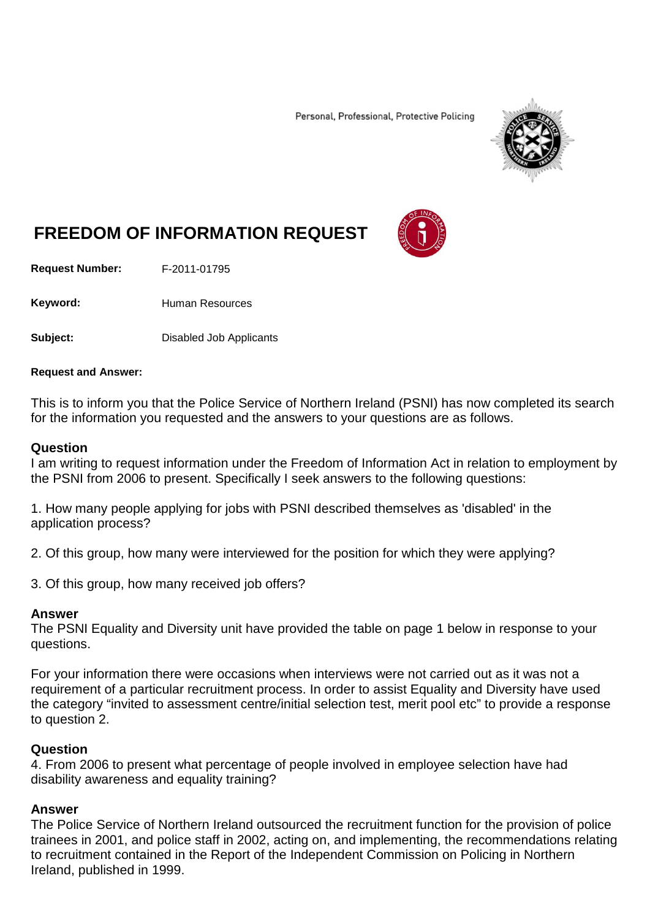Personal, Professional, Protective Policing

# FREEDOM OF INFORMATION REQUEST

**Request Number:** F-2011-01795

**Keyword:** Human Resources

**Subject:** Disabled Job Applicants

**Request and Answer:**

This is to inform you that the Police Service of Northern Ireland (PSNI) has now completed its search for the information you requested and the answers to your questions are as follows.

### Question

I am writing to request information under the Freedom of Information Act in relation to employment by the PSNI from 2006 to present. Specifically I seek answers to the following questions:

1. How many people applying for jobs with PSNI described themselves as 'disabled' in the application process?

2. Of this group, how many were interviewed for the position for which they were applying?

3. Of this group, how many received job offers?

### Answer

The PSNI Equality and Diversity unit have provided the table on page 1 below in response to your questions.

For your information there were occasions when interviews were not carried out as it was not a requirement of a particular recruitment process. In order to assist Equality and Diversity have used the category "invited to assessment centre/initial selection test, merit pool etc" to provide a response to question 2.

### Question

4. From 2006 to present what percentage of people involved in employee selection have had disability awareness and equality training?

### Answer

The Police Service of Northern Ireland outsourced the recruitment function for the provision of police trainees in 2001, and police staff in 2002, acting on, and implementing, the recommendations relating to recruitment contained in the Report of the Independent Commission on Policing in Northern Ireland, published in 1999.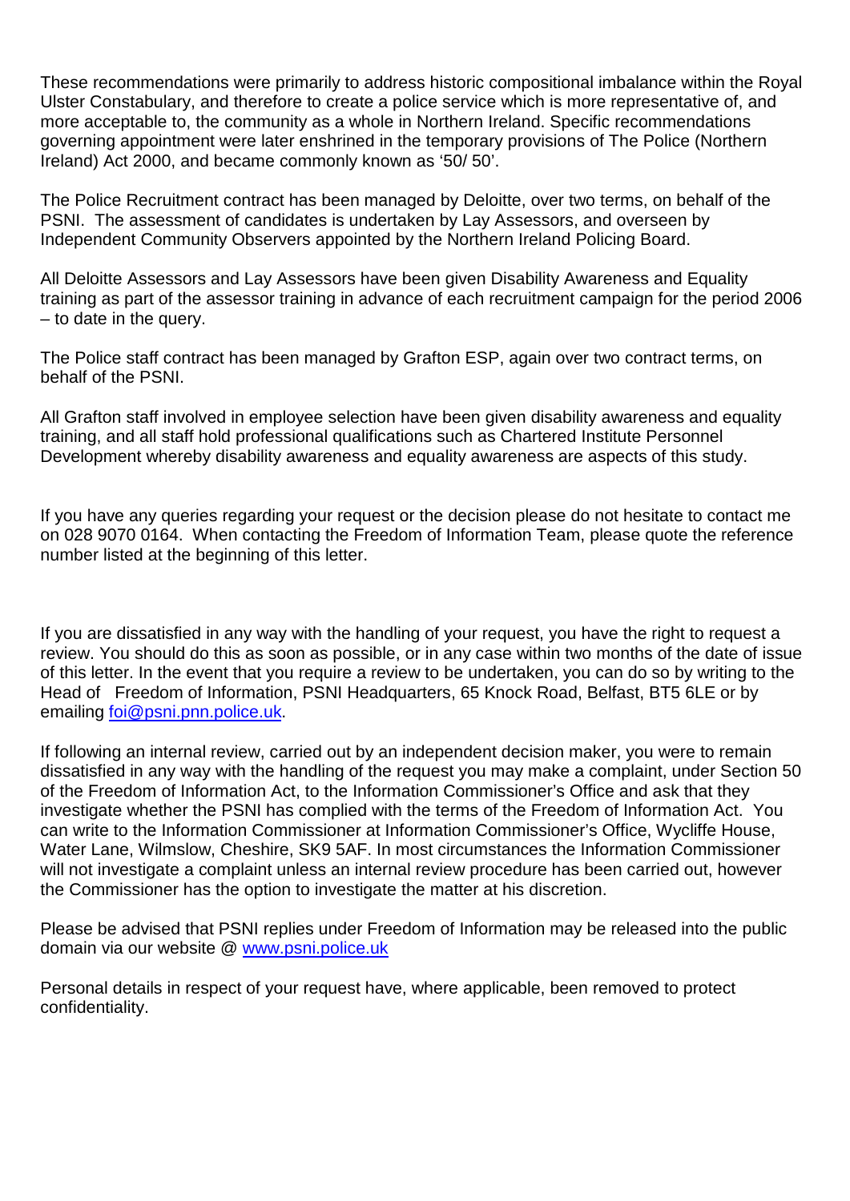These recommendations were primarily to address historic compositional imbalance within the Royal Ulster Constabulary, and therefore to create a police service which is more representative of, and more acceptable to, the community as a whole in Northern Ireland. Specific recommendations governing appointment were later enshrined in the temporary provisions of The Police (Northern Ireland) Act 2000, and became commonly known as '50/ 50'.

The Police Recruitment contract has been managed by Deloitte, over two terms, on behalf of the PSNI. The assessment of candidates is undertaken by Lay Assessors, and overseen by Independent Community Observers appointed by the Northern Ireland Policing Board.

All Deloitte Assessors and Lay Assessors have been given Disability Awareness and Equality training as part of the assessor training in advance of each recruitment campaign for the period 2006 – to date in the query.

The Police staff contract has been managed by Grafton ESP, again over two contract terms, on behalf of the PSNI.

All Grafton staff involved in employee selection have been given disability awareness and equality training, and all staff hold professional qualifications such as Chartered Institute Personnel Development whereby disability awareness and equality awareness are aspects of this study.

If you have any queries regarding your request or the decision please do not hesitate to contact me on 028 9070 0164. When contacting the Freedom of Information Team, please quote the reference number listed at the beginning of this letter.

If you are dissatisfied in any way with the handling of your request, you have the right to request a review. You should do this as soon as possible, or in any case within two months of the date of issue of this letter. In the event that you require a review to be undertaken, you can do so by writing to the Head of Freedom of Information, PSNI Headquarters, 65 Knock Road, Belfast, BT5 6LE or by emailing foi@psni.pnn.police.uk.

If following an internal review, carried out by an independent decision maker, you were to remain dissatisfied in any way with the handling of the request you may make a complaint, under Section 50 of the Freedom of Information Act, to the Information Commissioner's Office and ask that they investigate whether the PSNI has complied with the terms of the Freedom of Information Act. You can write to the Information Commissioner at Information Commissioner's Office, Wycliffe House, Water Lane, Wilmslow, Cheshire, SK9 5AF. In most circumstances the Information Commissioner will not investigate a complaint unless an internal review procedure has been carried out, however the Commissioner has the option to investigate the matter at his discretion.

Please be advised that PSNI replies under Freedom of Information may be released into the public domain via our website @ www.psni.police.uk

Personal details in respect of your request have, where applicable, been removed to protect confidentiality.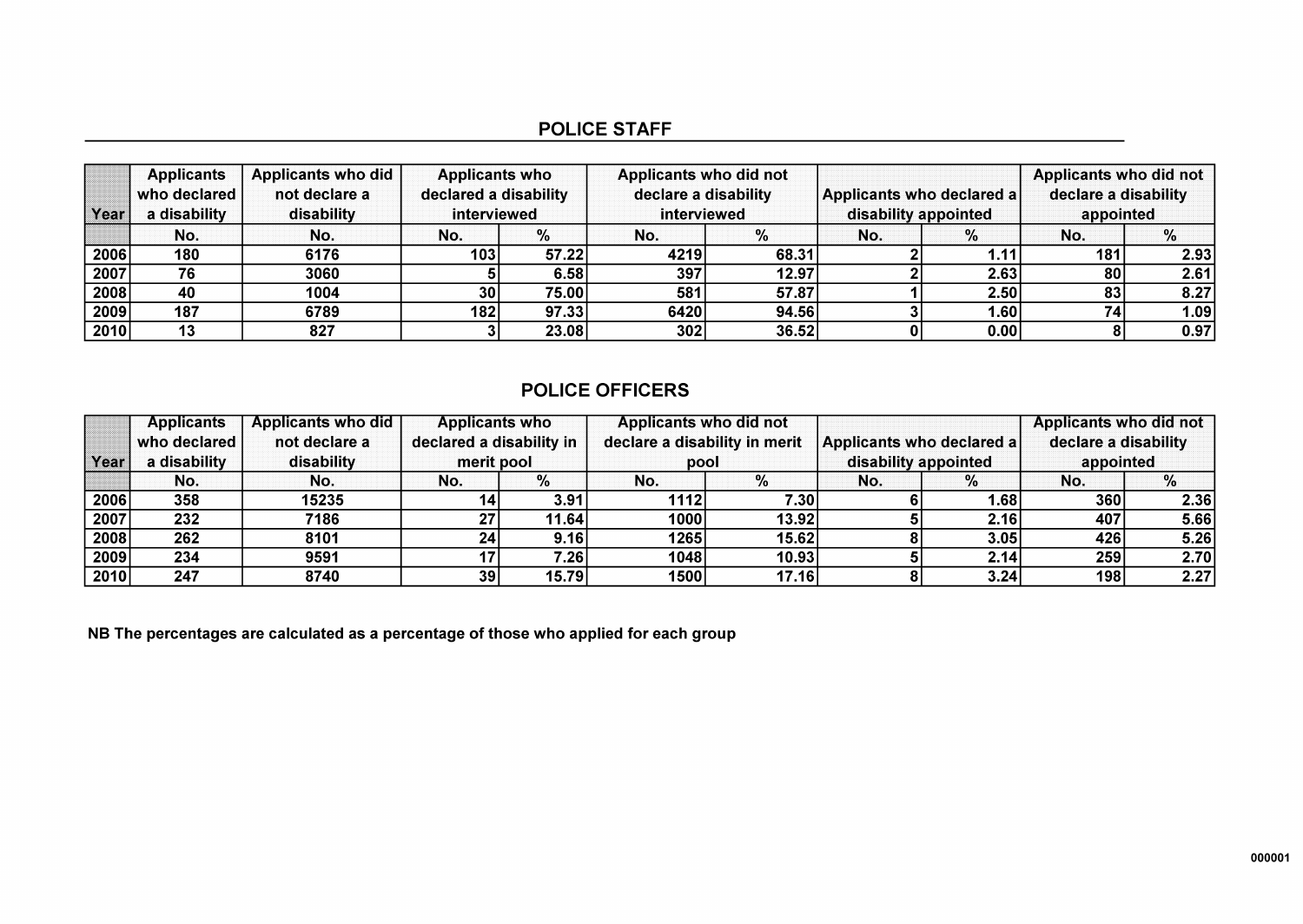## POLICE STAFF

| Year | Applicants who declared a disability | Applicants who did not declare a disability | Applicants who declared a disability interviewed | | Applicants who did not declare a disability interviewed | | Applicants who declared a disability appointed | | Applicants who did not declare a disability appointed | |
|---|---|---|---|---|---|---|---|---|---|---|
| | No. | No. | No. | % | No. | % | No. | % | No. | % |
| 2006 | 180 | 6176 | 103 | 57.22 | 4219 | 68.31 | 2 | 1.11 | 181 | 2.93 |
| 2007 | 76 | 3060 | 5 | 6.58 | 397 | 12.97 | 2 | 2.63 | 80 | 2.61 |
| 2008 | 40 | 1004 | 30 | 75.00 | 581 | 57.87 | 1 | 2.50 | 83 | 8.27 |
| 2009 | 187 | 6789 | 182 | 97.33 | 6420 | 94.56 | 3 | 1.60 | 74 | 1.09 |
| 2010 | 13 | 827 | 3 | 23.08 | 302 | 36.52 | 0 | 0.00 | 8 | 0.97 |

## POLICE OFFICERS

| Year | Applicants who declared a disability | Applicants who did not declare a disability | Applicants who declared a disability in merit pool | | Applicants who did not declare a disability in merit pool | | Applicants who declared a disability appointed | | Applicants who did not declare a disability appointed | |
|---|---|---|---|---|---|---|---|---|---|---|
| | No. | No. | No. | % | No. | % | No. | % | No. | % |
| 2006 | 358 | 15235 | 14 | 3.91 | 1112 | 7.30 | 6 | 1.68 | 360 | 2.36 |
| 2007 | 232 | 7186 | 27 | 11.64 | 1000 | 13.92 | 5 | 2.16 | 407 | 5.66 |
| 2008 | 262 | 8101 | 24 | 9.16 | 1265 | 15.62 | 8 | 3.05 | 426 | 5.26 |
| 2009 | 234 | 9591 | 17 | 7.26 | 1048 | 10.93 | 5 | 2.14 | 259 | 2.70 |
| 2010 | 247 | 8740 | 39 | 15.79 | 1500 | 17.16 | 8 | 3.24 | 198 | 2.27 |

**NB The percentages are calculated as a percentage of those who applied for each group**